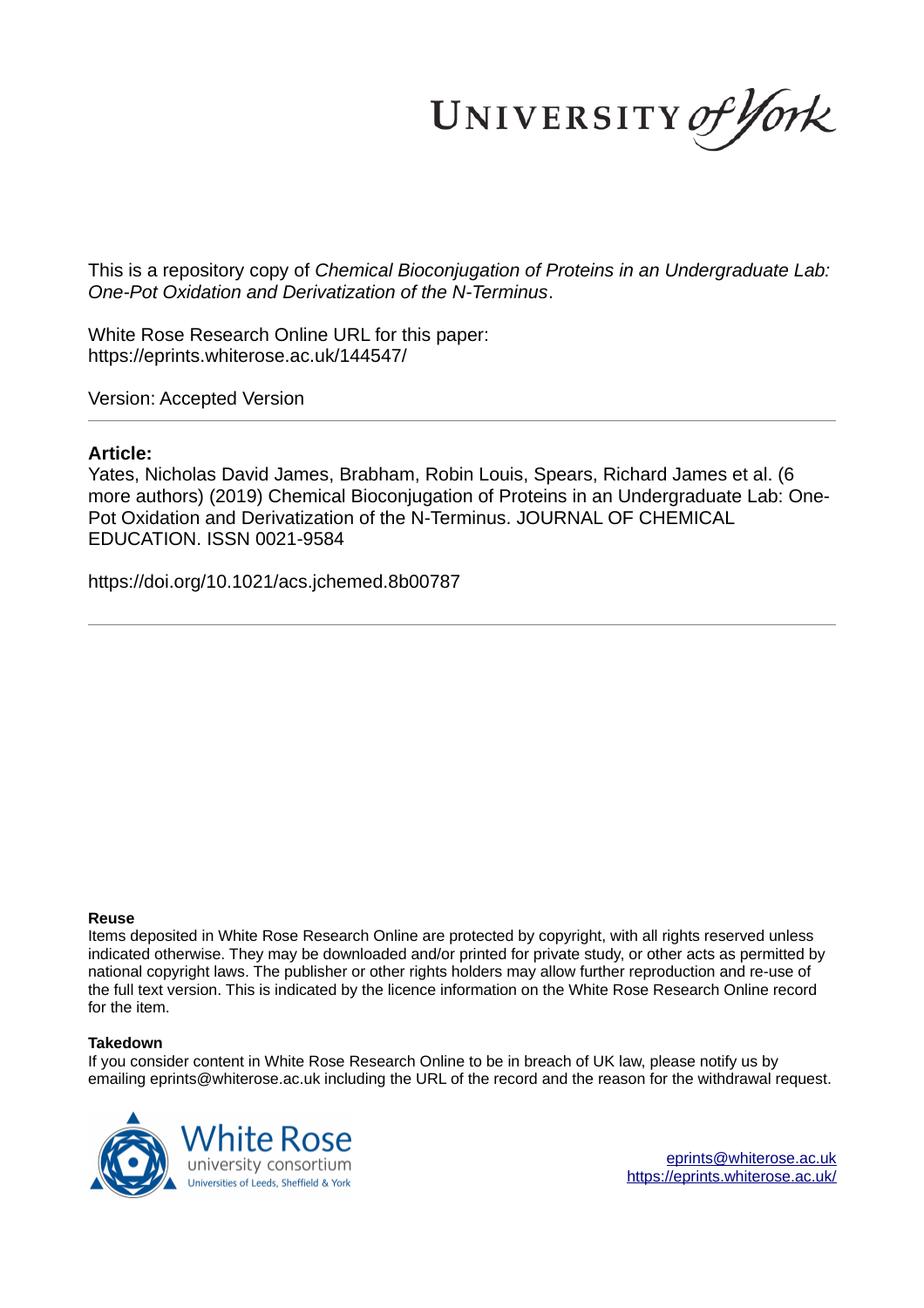This is a repository copy of *Chemical Bioconjugation of Proteins in an Undergraduate Lab: One-Pot Oxidation and Derivatization of the N-Terminus*.

White Rose Research Online URL for this paper:
https://eprints.whiterose.ac.uk/144547/

Version: Accepted Version

**Article:**

Yates, Nicholas David James, Brabham, Robin Louis, Spears, Richard James et al. (6 more authors) (2019) Chemical Bioconjugation of Proteins in an Undergraduate Lab: One-Pot Oxidation and Derivatization of the N-Terminus. JOURNAL OF CHEMICAL EDUCATION. ISSN 0021-9584

https://doi.org/10.1021/acs.jchemed.8b00787

**Reuse**

Items deposited in White Rose Research Online are protected by copyright, with all rights reserved unless indicated otherwise. They may be downloaded and/or printed for private study, or other acts as permitted by national copyright laws. The publisher or other rights holders may allow further reproduction and re-use of the full text version. This is indicated by the licence information on the White Rose Research Online record for the item.

**Takedown**

If you consider content in White Rose Research Online to be in breach of UK law, please notify us by emailing eprints@whiterose.ac.uk including the URL of the record and the reason for the withdrawal request.

eprints@whiterose.ac.uk
https://eprints.whiterose.ac.uk/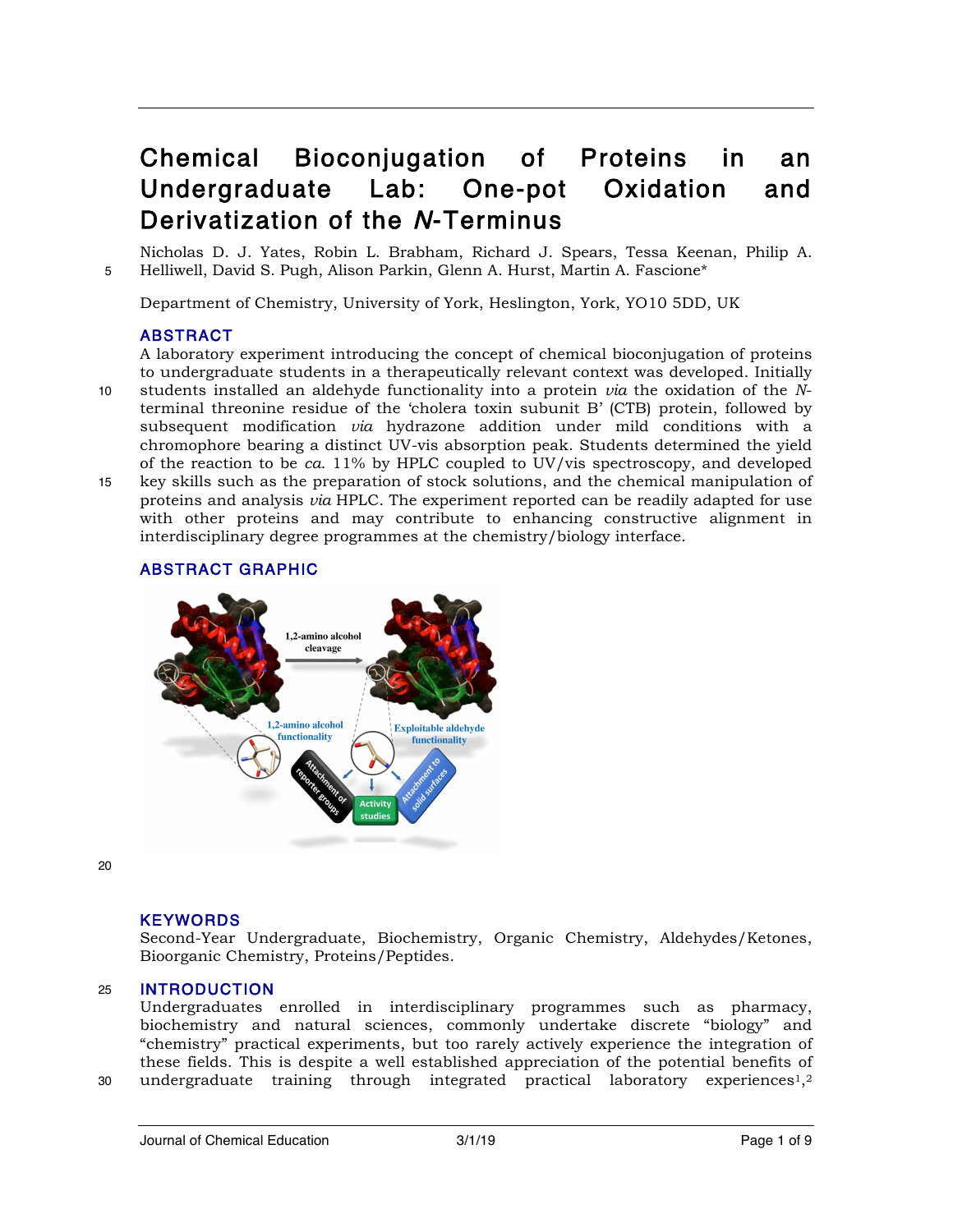# Chemical Bioconjugation of Proteins in an Undergraduate Lab: One-pot Oxidation and Derivatization of the *N*-Terminus

Nicholas D. J. Yates, Robin L. Brabham, Richard J. Spears, Tessa Keenan, Philip A. Helliwell, David S. Pugh, Alison Parkin, Glenn A. Hurst, Martin A. Fascione*

Department of Chemistry, University of York, Heslington, York, YO10 5DD, UK

## ABSTRACT

A laboratory experiment introducing the concept of chemical bioconjugation of proteins to undergraduate students in a therapeutically relevant context was developed. Initially students installed an aldehyde functionality into a protein *via* the oxidation of the *N*-terminal threonine residue of the 'cholera toxin subunit B' (CTB) protein, followed by subsequent modification *via* hydrazone addition under mild conditions with a chromophore bearing a distinct UV-vis absorption peak. Students determined the yield of the reaction to be *ca.* 11% by HPLC coupled to UV/vis spectroscopy, and developed key skills such as the preparation of stock solutions, and the chemical manipulation of proteins and analysis *via* HPLC. The experiment reported can be readily adapted for use with other proteins and may contribute to enhancing constructive alignment in interdisciplinary degree programmes at the chemistry/biology interface.

## ABSTRACT GRAPHIC

## KEYWORDS

Second-Year Undergraduate, Biochemistry, Organic Chemistry, Aldehydes/Ketones, Bioorganic Chemistry, Proteins/Peptides.

## INTRODUCTION

Undergraduates enrolled in interdisciplinary programmes such as pharmacy, biochemistry and natural sciences, commonly undertake discrete "biology" and "chemistry" practical experiments, but too rarely actively experience the integration of these fields. This is despite a well established appreciation of the potential benefits of undergraduate training through integrated practical laboratory experiences[1,2]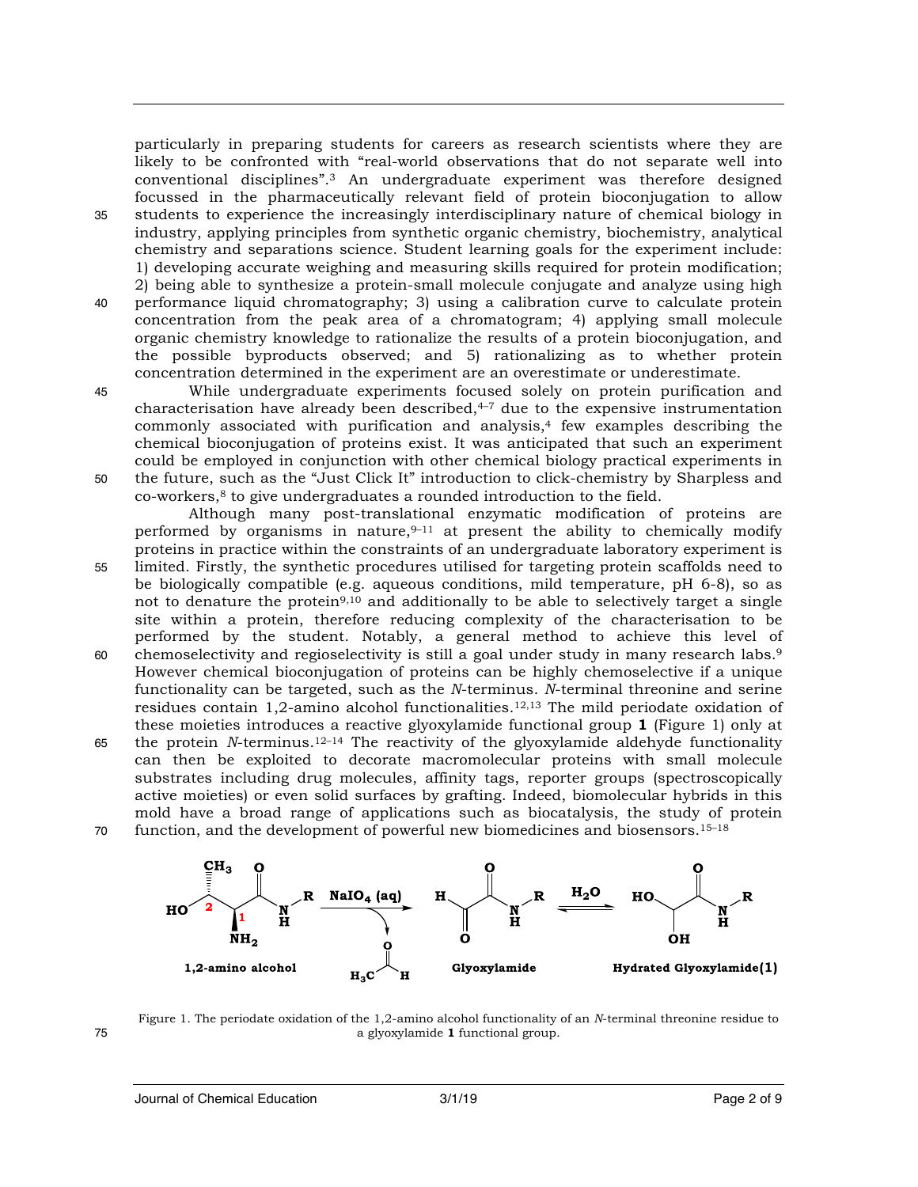particularly in preparing students for careers as research scientists where they are likely to be confronted with "real-world observations that do not separate well into conventional disciplines".[3] An undergraduate experiment was therefore designed focussed in the pharmaceutically relevant field of protein bioconjugation to allow students to experience the increasingly interdisciplinary nature of chemical biology in industry, applying principles from synthetic organic chemistry, biochemistry, analytical chemistry and separations science. Student learning goals for the experiment include: 1) developing accurate weighing and measuring skills required for protein modification; 2) being able to synthesize a protein-small molecule conjugate and analyze using high performance liquid chromatography; 3) using a calibration curve to calculate protein concentration from the peak area of a chromatogram; 4) applying small molecule organic chemistry knowledge to rationalize the results of a protein bioconjugation, and the possible byproducts observed; and 5) rationalizing as to whether protein concentration determined in the experiment are an overestimate or underestimate.

While undergraduate experiments focused solely on protein purification and characterisation have already been described,[4–7] due to the expensive instrumentation commonly associated with purification and analysis,[4] few examples describing the chemical bioconjugation of proteins exist. It was anticipated that such an experiment could be employed in conjunction with other chemical biology practical experiments in the future, such as the "Just Click It" introduction to click-chemistry by Sharpless and co-workers,[8] to give undergraduates a rounded introduction to the field.

Although many post-translational enzymatic modification of proteins are performed by organisms in nature,[9–11] at present the ability to chemically modify proteins in practice within the constraints of an undergraduate laboratory experiment is limited. Firstly, the synthetic procedures utilised for targeting protein scaffolds need to be biologically compatible (e.g. aqueous conditions, mild temperature, pH 6-8), so as not to denature the protein[9,10] and additionally to be able to selectively target a single site within a protein, therefore reducing complexity of the characterisation to be performed by the student. Notably, a general method to achieve this level of chemoselectivity and regioselectivity is still a goal under study in many research labs.[9] However chemical bioconjugation of proteins can be highly chemoselective if a unique functionality can be targeted, such as the *N*-terminus. *N*-terminal threonine and serine residues contain 1,2-amino alcohol functionalities.[12,13] The mild periodate oxidation of these moieties introduces a reactive glyoxylamide functional group **1** (Figure 1) only at the protein *N*-terminus.[12–14] The reactivity of the glyoxylamide aldehyde functionality can then be exploited to decorate macromolecular proteins with small molecule substrates including drug molecules, affinity tags, reporter groups (spectroscopically active moieties) or even solid surfaces by grafting. Indeed, biomolecular hybrids in this mold have a broad range of applications such as biocatalysis, the study of protein function, and the development of powerful new biomedicines and biosensors.[15–18]

**1,2-amino alcohol** —$NaIO_4$ (aq), − $H_3CCHO$→ **Glyoxylamide** ⇌($H_2O$) **Hydrated Glyoxylamide(1)**

Figure 1. The periodate oxidation of the 1,2-amino alcohol functionality of an *N*-terminal threonine residue to a glyoxylamide **1** functional group.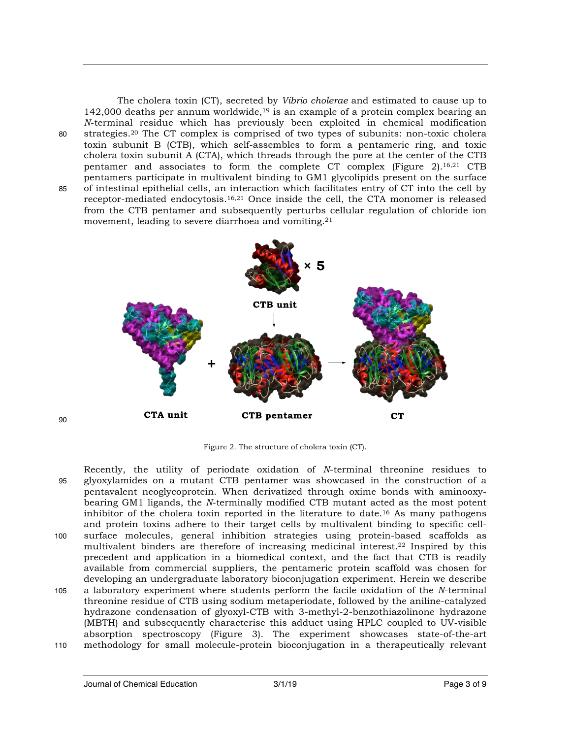The cholera toxin (CT), secreted by *Vibrio cholerae* and estimated to cause up to 142,000 deaths per annum worldwide,[19] is an example of a protein complex bearing an *N*-terminal residue which has previously been exploited in chemical modification strategies.[20] The CT complex is comprised of two types of subunits: non-toxic cholera toxin subunit B (CTB), which self-assembles to form a pentameric ring, and toxic cholera toxin subunit A (CTA), which threads through the pore at the center of the CTB pentamer and associates to form the complete CT complex (Figure 2).[16,21] CTB pentamers participate in multivalent binding to GM1 glycolipids present on the surface of intestinal epithelial cells, an interaction which facilitates entry of CT into the cell by receptor-mediated endocytosis.[16,21] Once inside the cell, the CTA monomer is released from the CTB pentamer and subsequently perturbs cellular regulation of chloride ion movement, leading to severe diarrhoea and vomiting.[21]

Figure 2. The structure of cholera toxin (CT).

Recently, the utility of periodate oxidation of *N*-terminal threonine residues to glyoxylamides on a mutant CTB pentamer was showcased in the construction of a pentavalent neoglycoprotein. When derivatized through oxime bonds with aminooxy-bearing GM1 ligands, the *N*-terminally modified CTB mutant acted as the most potent inhibitor of the cholera toxin reported in the literature to date.[16] As many pathogens and protein toxins adhere to their target cells by multivalent binding to specific cell-surface molecules, general inhibition strategies using protein-based scaffolds as multivalent binders are therefore of increasing medicinal interest.[22] Inspired by this precedent and application in a biomedical context, and the fact that CTB is readily available from commercial suppliers, the pentameric protein scaffold was chosen for developing an undergraduate laboratory bioconjugation experiment. Herein we describe a laboratory experiment where students perform the facile oxidation of the *N*-terminal threonine residue of CTB using sodium metaperiodate, followed by the aniline-catalyzed hydrazone condensation of glyoxyl-CTB with 3-methyl-2-benzothiazolinone hydrazone (MBTH) and subsequently characterise this adduct using HPLC coupled to UV-visible absorption spectroscopy (Figure 3). The experiment showcases state-of-the-art methodology for small molecule-protein bioconjugation in a therapeutically relevant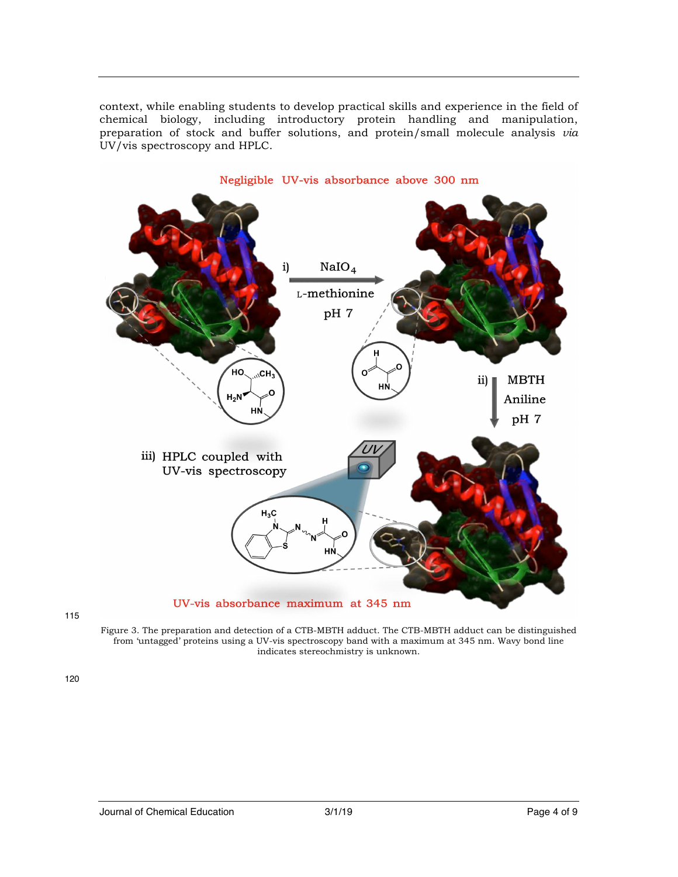context, while enabling students to develop practical skills and experience in the field of chemical biology, including introductory protein handling and manipulation, preparation of stock and buffer solutions, and protein/small molecule analysis *via* UV/vis spectroscopy and HPLC.

Figure 3. The preparation and detection of a CTB-MBTH adduct. The CTB-MBTH adduct can be distinguished from 'untagged' proteins using a UV-vis spectroscopy band with a maximum at 345 nm. Wavy bond line indicates stereochmistry is unknown.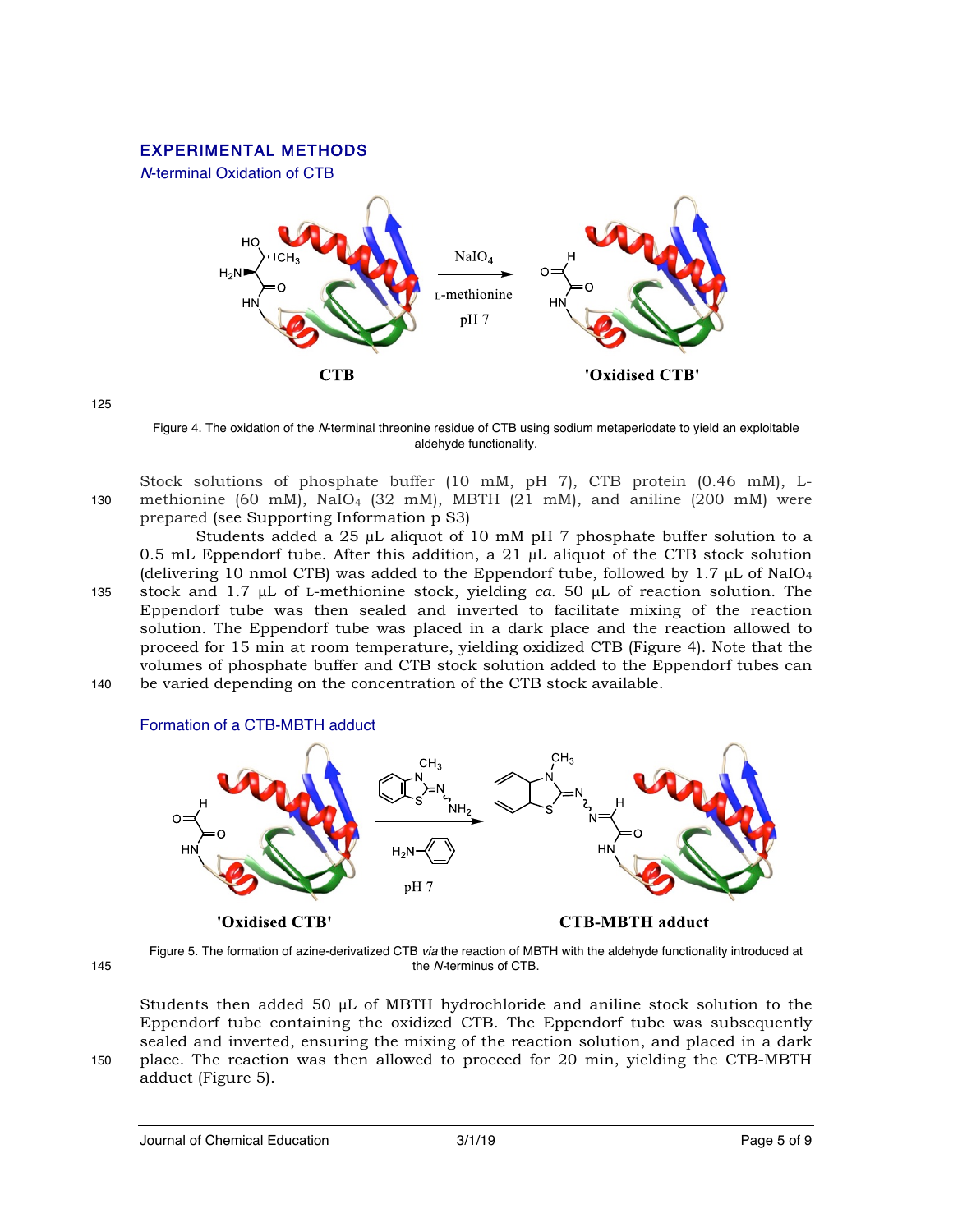## EXPERIMENTAL METHODS

### *N*-terminal Oxidation of CTB

Figure 4. The oxidation of the *N*-terminal threonine residue of CTB using sodium metaperiodate to yield an exploitable aldehyde functionality.

Stock solutions of phosphate buffer (10 mM, pH 7), CTB protein (0.46 mM), L-methionine (60 mM), $NaIO_4$ (32 mM), MBTH (21 mM), and aniline (200 mM) were prepared (see Supporting Information p S3)

Students added a 25 μL aliquot of 10 mM pH 7 phosphate buffer solution to a 0.5 mL Eppendorf tube. After this addition, a 21 μL aliquot of the CTB stock solution (delivering 10 nmol CTB) was added to the Eppendorf tube, followed by 1.7 μL of $NaIO_4$ stock and 1.7 μL of L-methionine stock, yielding *ca.* 50 μL of reaction solution. The Eppendorf tube was then sealed and inverted to facilitate mixing of the reaction solution. The Eppendorf tube was placed in a dark place and the reaction allowed to proceed for 15 min at room temperature, yielding oxidized CTB (Figure 4). Note that the volumes of phosphate buffer and CTB stock solution added to the Eppendorf tubes can be varied depending on the concentration of the CTB stock available.

### Formation of a CTB-MBTH adduct

Figure 5. The formation of azine-derivatized CTB *via* the reaction of MBTH with the aldehyde functionality introduced at the *N*-terminus of CTB.

Students then added 50 μL of MBTH hydrochloride and aniline stock solution to the Eppendorf tube containing the oxidized CTB. The Eppendorf tube was subsequently sealed and inverted, ensuring the mixing of the reaction solution, and placed in a dark place. The reaction was then allowed to proceed for 20 min, yielding the CTB-MBTH adduct (Figure 5).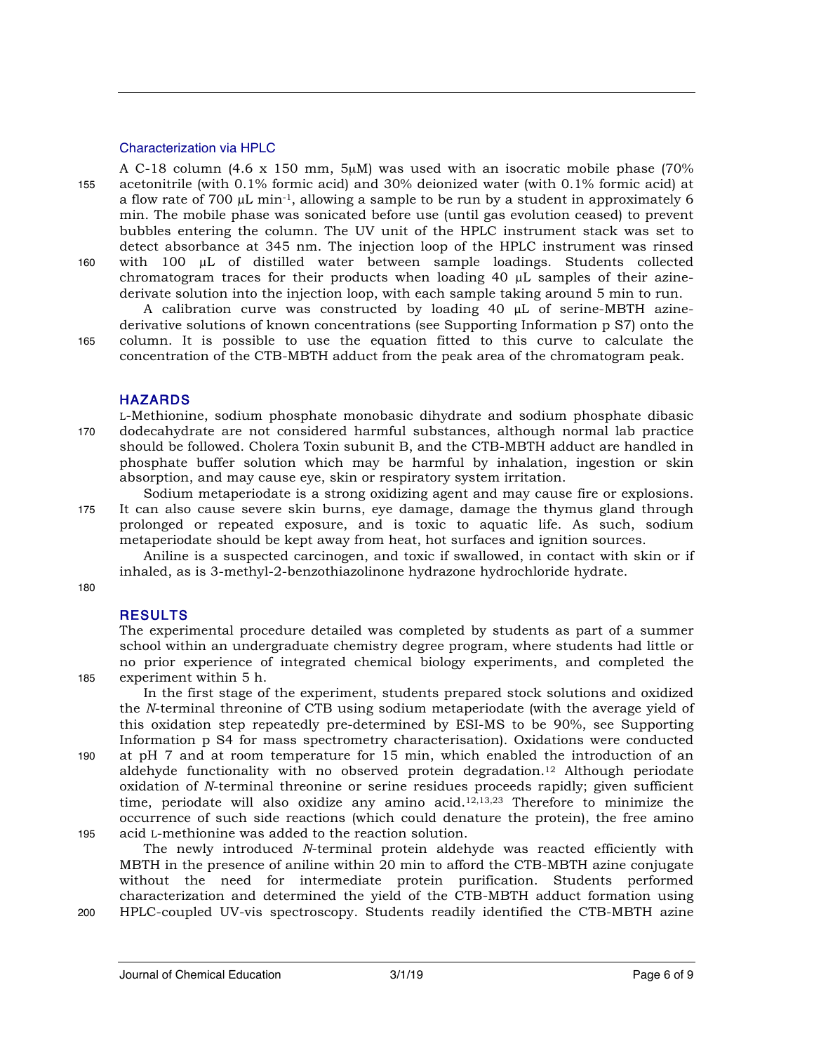### Characterization via HPLC

A C-18 column (4.6 x 150 mm, 5μM) was used with an isocratic mobile phase (70% acetonitrile (with 0.1% formic acid) and 30% deionized water (with 0.1% formic acid) at a flow rate of 700 μL min$^{-1}$, allowing a sample to be run by a student in approximately 6 min. The mobile phase was sonicated before use (until gas evolution ceased) to prevent bubbles entering the column. The UV unit of the HPLC instrument stack was set to detect absorbance at 345 nm. The injection loop of the HPLC instrument was rinsed with 100 μL of distilled water between sample loadings. Students collected chromatogram traces for their products when loading 40 μL samples of their azine-derivate solution into the injection loop, with each sample taking around 5 min to run.

A calibration curve was constructed by loading 40 μL of serine-MBTH azine-derivative solutions of known concentrations (see Supporting Information p S7) onto the column. It is possible to use the equation fitted to this curve to calculate the concentration of the CTB-MBTH adduct from the peak area of the chromatogram peak.

## HAZARDS

L-Methionine, sodium phosphate monobasic dihydrate and sodium phosphate dibasic dodecahydrate are not considered harmful substances, although normal lab practice should be followed. Cholera Toxin subunit B, and the CTB-MBTH adduct are handled in phosphate buffer solution which may be harmful by inhalation, ingestion or skin absorption, and may cause eye, skin or respiratory system irritation.

Sodium metaperiodate is a strong oxidizing agent and may cause fire or explosions. It can also cause severe skin burns, eye damage, damage the thymus gland through prolonged or repeated exposure, and is toxic to aquatic life. As such, sodium metaperiodate should be kept away from heat, hot surfaces and ignition sources.

Aniline is a suspected carcinogen, and toxic if swallowed, in contact with skin or if inhaled, as is 3-methyl-2-benzothiazolinone hydrazone hydrochloride hydrate.

## RESULTS

The experimental procedure detailed was completed by students as part of a summer school within an undergraduate chemistry degree program, where students had little or no prior experience of integrated chemical biology experiments, and completed the experiment within 5 h.

In the first stage of the experiment, students prepared stock solutions and oxidized the *N*-terminal threonine of CTB using sodium metaperiodate (with the average yield of this oxidation step repeatedly pre-determined by ESI-MS to be 90%, see Supporting Information p S4 for mass spectrometry characterisation). Oxidations were conducted at pH 7 and at room temperature for 15 min, which enabled the introduction of an aldehyde functionality with no observed protein degradation.[12] Although periodate oxidation of *N*-terminal threonine or serine residues proceeds rapidly; given sufficient time, periodate will also oxidize any amino acid.[12,13,23] Therefore to minimize the occurrence of such side reactions (which could denature the protein), the free amino acid L-methionine was added to the reaction solution.

The newly introduced *N*-terminal protein aldehyde was reacted efficiently with MBTH in the presence of aniline within 20 min to afford the CTB-MBTH azine conjugate without the need for intermediate protein purification. Students performed characterization and determined the yield of the CTB-MBTH adduct formation using HPLC-coupled UV-vis spectroscopy. Students readily identified the CTB-MBTH azine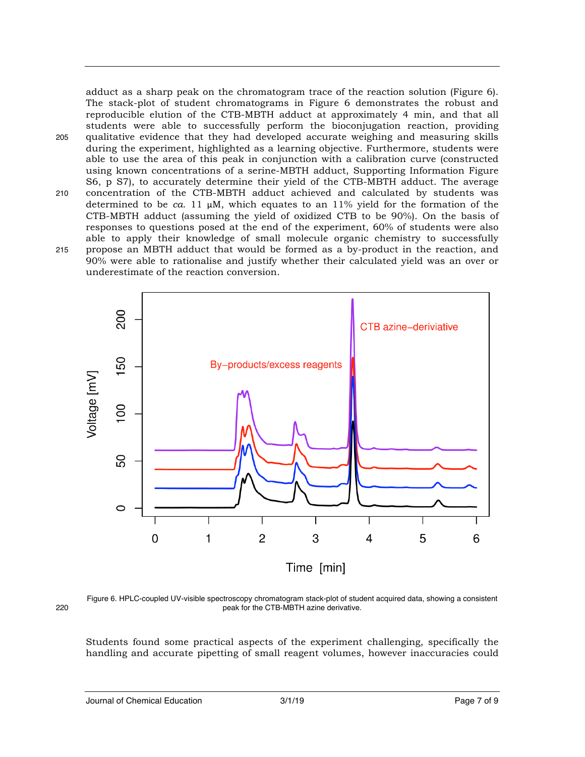adduct as a sharp peak on the chromatogram trace of the reaction solution (Figure 6). The stack-plot of student chromatograms in Figure 6 demonstrates the robust and reproducible elution of the CTB-MBTH adduct at approximately 4 min, and that all students were able to successfully perform the bioconjugation reaction, providing qualitative evidence that they had developed accurate weighing and measuring skills during the experiment, highlighted as a learning objective. Furthermore, students were able to use the area of this peak in conjunction with a calibration curve (constructed using known concentrations of a serine-MBTH adduct, Supporting Information Figure S6, p S7), to accurately determine their yield of the CTB-MBTH adduct. The average concentration of the CTB-MBTH adduct achieved and calculated by students was determined to be *ca.* 11 μM, which equates to an 11% yield for the formation of the CTB-MBTH adduct (assuming the yield of oxidized CTB to be 90%). On the basis of responses to questions posed at the end of the experiment, 60% of students were also able to apply their knowledge of small molecule organic chemistry to successfully propose an MBTH adduct that would be formed as a by-product in the reaction, and 90% were able to rationalise and justify whether their calculated yield was an over or underestimate of the reaction conversion.

Figure 6. HPLC-coupled UV-visible spectroscopy chromatogram stack-plot of student acquired data, showing a consistent peak for the CTB-MBTH azine derivative.

Students found some practical aspects of the experiment challenging, specifically the handling and accurate pipetting of small reagent volumes, however inaccuracies could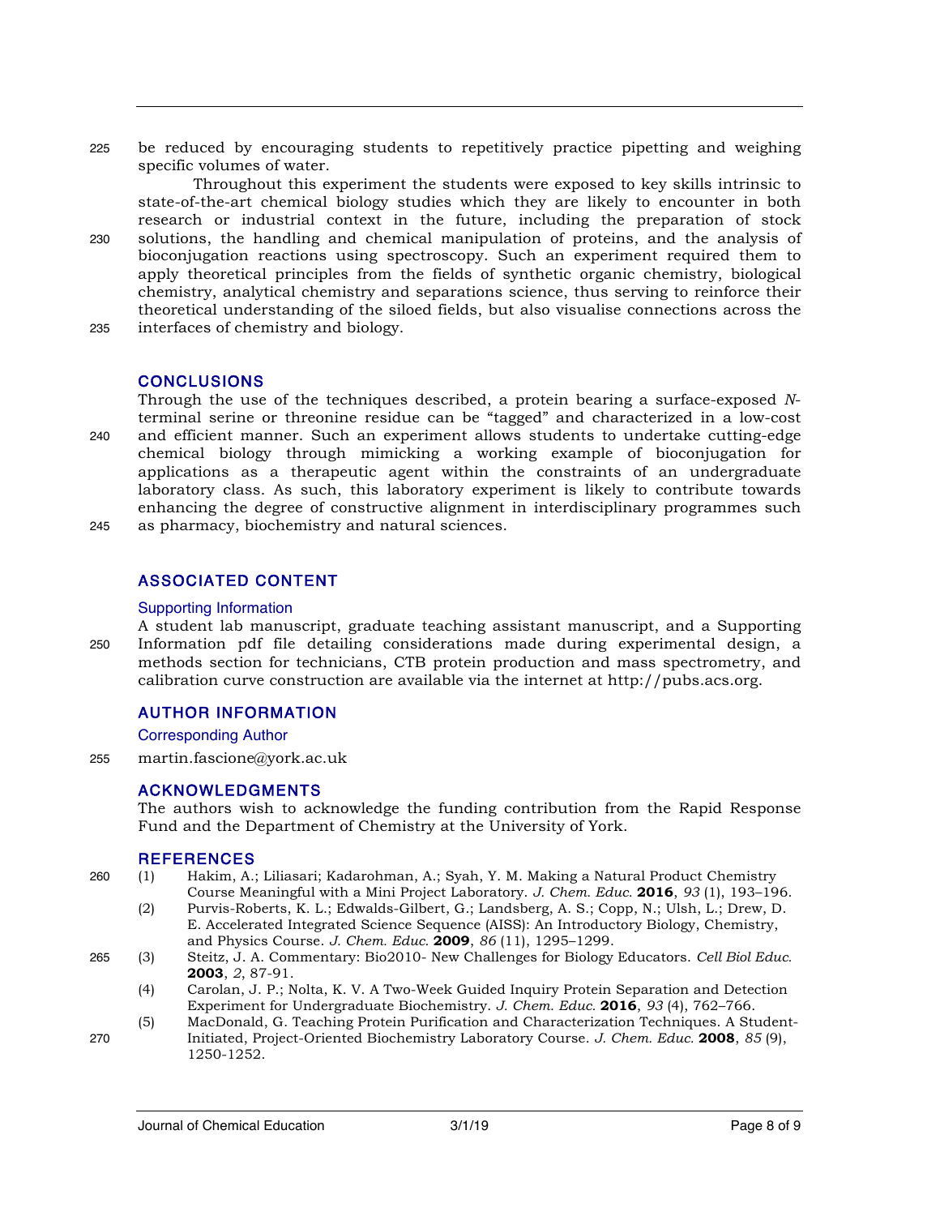be reduced by encouraging students to repetitively practice pipetting and weighing specific volumes of water.

Throughout this experiment the students were exposed to key skills intrinsic to state-of-the-art chemical biology studies which they are likely to encounter in both research or industrial context in the future, including the preparation of stock solutions, the handling and chemical manipulation of proteins, and the analysis of bioconjugation reactions using spectroscopy. Such an experiment required them to apply theoretical principles from the fields of synthetic organic chemistry, biological chemistry, analytical chemistry and separations science, thus serving to reinforce their theoretical understanding of the siloed fields, but also visualise connections across the interfaces of chemistry and biology.

## CONCLUSIONS

Through the use of the techniques described, a protein bearing a surface-exposed *N*-terminal serine or threonine residue can be "tagged" and characterized in a low-cost and efficient manner. Such an experiment allows students to undertake cutting-edge chemical biology through mimicking a working example of bioconjugation for applications as a therapeutic agent within the constraints of an undergraduate laboratory class. As such, this laboratory experiment is likely to contribute towards enhancing the degree of constructive alignment in interdisciplinary programmes such as pharmacy, biochemistry and natural sciences.

## ASSOCIATED CONTENT

### Supporting Information

A student lab manuscript, graduate teaching assistant manuscript, and a Supporting Information pdf file detailing considerations made during experimental design, a methods section for technicians, CTB protein production and mass spectrometry, and calibration curve construction are available via the internet at http://pubs.acs.org.

## AUTHOR INFORMATION

### Corresponding Author

martin.fascione@york.ac.uk

## ACKNOWLEDGMENTS

The authors wish to acknowledge the funding contribution from the Rapid Response Fund and the Department of Chemistry at the University of York.

## REFERENCES

(1) Hakim, A.; Liliasari; Kadarohman, A.; Syah, Y. M. Making a Natural Product Chemistry Course Meaningful with a Mini Project Laboratory. *J. Chem. Educ.* **2016**, *93* (1), 193–196.

(2) Purvis-Roberts, K. L.; Edwalds-Gilbert, G.; Landsberg, A. S.; Copp, N.; Ulsh, L.; Drew, D. E. Accelerated Integrated Science Sequence (AISS): An Introductory Biology, Chemistry, and Physics Course. *J. Chem. Educ.* **2009**, *86* (11), 1295–1299.

(3) Steitz, J. A. Commentary: Bio2010- New Challenges for Biology Educators. *Cell Biol Educ.* **2003**, *2*, 87-91.

(4) Carolan, J. P.; Nolta, K. V. A Two-Week Guided Inquiry Protein Separation and Detection Experiment for Undergraduate Biochemistry. *J. Chem. Educ.* **2016**, *93* (4), 762–766.

(5) MacDonald, G. Teaching Protein Purification and Characterization Techniques. A Student-Initiated, Project-Oriented Biochemistry Laboratory Course. *J. Chem. Educ.* **2008**, *85* (9), 1250-1252.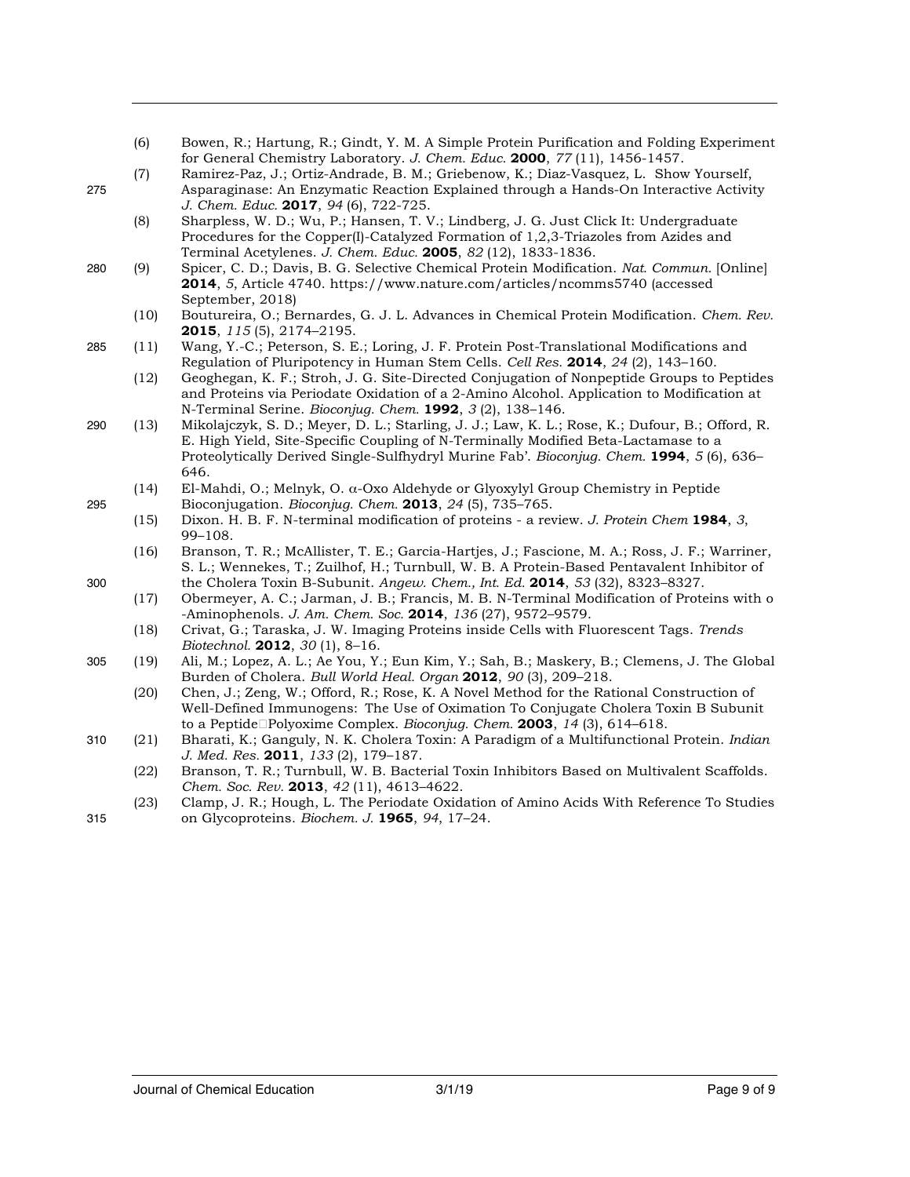(6) Bowen, R.; Hartung, R.; Gindt, Y. M. A Simple Protein Purification and Folding Experiment for General Chemistry Laboratory. *J. Chem. Educ.* **2000**, *77* (11), 1456-1457.

(7) Ramirez-Paz, J.; Ortiz-Andrade, B. M.; Griebenow, K.; Diaz-Vasquez, L. Show Yourself, Asparaginase: An Enzymatic Reaction Explained through a Hands-On Interactive Activity *J. Chem. Educ.* **2017**, *94* (6), 722-725.

(8) Sharpless, W. D.; Wu, P.; Hansen, T. V.; Lindberg, J. G. Just Click It: Undergraduate Procedures for the Copper(I)-Catalyzed Formation of 1,2,3-Triazoles from Azides and Terminal Acetylenes. *J. Chem. Educ.* **2005**, *82* (12), 1833-1836.

(9) Spicer, C. D.; Davis, B. G. Selective Chemical Protein Modification. *Nat. Commun.* [Online] **2014**, *5*, Article 4740. https://www.nature.com/articles/ncomms5740 (accessed September, 2018)

(10) Boutureira, O.; Bernardes, G. J. L. Advances in Chemical Protein Modification. *Chem. Rev.* **2015**, *115* (5), 2174–2195.

(11) Wang, Y.-C.; Peterson, S. E.; Loring, J. F. Protein Post-Translational Modifications and Regulation of Pluripotency in Human Stem Cells. *Cell Res.* **2014**, *24* (2), 143–160.

(12) Geoghegan, K. F.; Stroh, J. G. Site-Directed Conjugation of Nonpeptide Groups to Peptides and Proteins via Periodate Oxidation of a 2-Amino Alcohol. Application to Modification at N-Terminal Serine. *Bioconjug. Chem.* **1992**, *3* (2), 138–146.

(13) Mikolajczyk, S. D.; Meyer, D. L.; Starling, J. J.; Law, K. L.; Rose, K.; Dufour, B.; Offord, R. E. High Yield, Site-Specific Coupling of N-Terminally Modified Beta-Lactamase to a Proteolytically Derived Single-Sulfhydryl Murine Fab'. *Bioconjug. Chem.* **1994**, *5* (6), 636–646.

(14) El-Mahdi, O.; Melnyk, O. α-Oxo Aldehyde or Glyoxylyl Group Chemistry in Peptide Bioconjugation. *Bioconjug. Chem.* **2013**, *24* (5), 735–765.

(15) Dixon. H. B. F. N-terminal modification of proteins - a review. *J. Protein Chem* **1984**, *3*, 99–108.

(16) Branson, T. R.; McAllister, T. E.; Garcia-Hartjes, J.; Fascione, M. A.; Ross, J. F.; Warriner, S. L.; Wennekes, T.; Zuilhof, H.; Turnbull, W. B. A Protein-Based Pentavalent Inhibitor of the Cholera Toxin B-Subunit. *Angew. Chem., Int. Ed.* **2014**, *53* (32), 8323–8327.

(17) Obermeyer, A. C.; Jarman, J. B.; Francis, M. B. N-Terminal Modification of Proteins with o -Aminophenols. *J. Am. Chem. Soc.* **2014**, *136* (27), 9572–9579.

(18) Crivat, G.; Taraska, J. W. Imaging Proteins inside Cells with Fluorescent Tags. *Trends Biotechnol.* **2012**, *30* (1), 8–16.

(19) Ali, M.; Lopez, A. L.; Ae You, Y.; Eun Kim, Y.; Sah, B.; Maskery, B.; Clemens, J. The Global Burden of Cholera. *Bull World Heal. Organ* **2012**, *90* (3), 209–218.

(20) Chen, J.; Zeng, W.; Offord, R.; Rose, K. A Novel Method for the Rational Construction of Well-Defined Immunogens: The Use of Oximation To Conjugate Cholera Toxin B Subunit to a Peptide□Polyoxime Complex. *Bioconjug. Chem.* **2003**, *14* (3), 614–618.

(21) Bharati, K.; Ganguly, N. K. Cholera Toxin: A Paradigm of a Multifunctional Protein. *Indian J. Med. Res.* **2011**, *133* (2), 179–187.

(22) Branson, T. R.; Turnbull, W. B. Bacterial Toxin Inhibitors Based on Multivalent Scaffolds. *Chem. Soc. Rev.* **2013**, *42* (11), 4613–4622.

(23) Clamp, J. R.; Hough, L. The Periodate Oxidation of Amino Acids With Reference To Studies on Glycoproteins. *Biochem. J.* **1965**, *94*, 17–24.